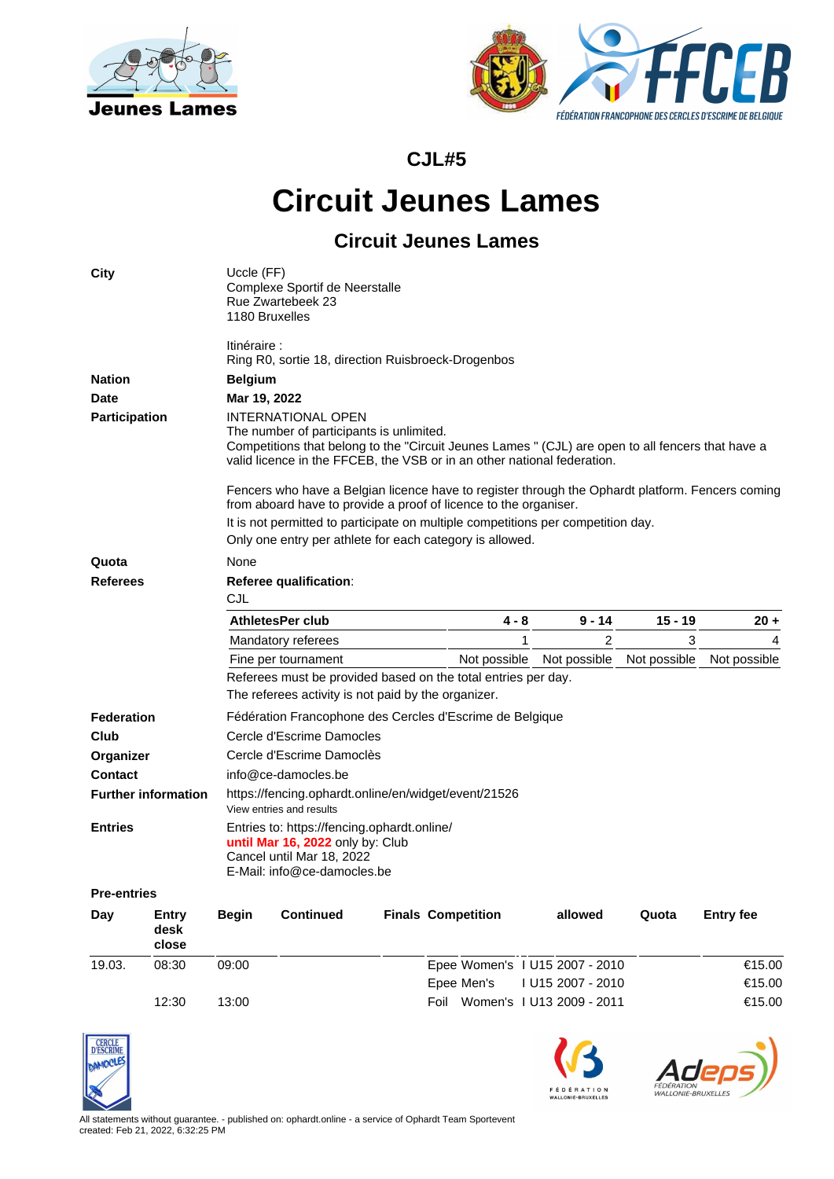### CJL#5

# Circuit Jeunes Lames

## Circuit Jeunes Lames

**City**

Uccle (FF)
Complexe Sportif de Neerstalle
Rue Zwartebeek 23
1180 Bruxelles

Itinéraire :
Ring R0, sortie 18, direction Ruisbroeck-Drogenbos

**Nation** **Belgium**

**Date** **Mar 19, 2022**

**Participation**

INTERNATIONAL OPEN
The number of participants is unlimited.
Competitions that belong to the "Circuit Jeunes Lames " (CJL) are open to all fencers that have a valid licence in the FFCEB, the VSB or in an other national federation.

Fencers who have a Belgian licence have to register through the Ophardt platform. Fencers coming from aboard have to provide a proof of licence to the organiser.

It is not permitted to participate on multiple competitions per competition day.

Only one entry per athlete for each category is allowed.

**Quota** None

**Referees**

**Referee qualification**:
CJL

| AthletesPer club | 4 - 8 | 9 - 14 | 15 - 19 | 20 + |
|---|---|---|---|---|
| Mandatory referees | 1 | 2 | 3 | 4 |
| Fine per tournament | Not possible | Not possible | Not possible | Not possible |

Referees must be provided based on the total entries per day.
The referees activity is not paid by the organizer.

**Federation** Fédération Francophone des Cercles d'Escrime de Belgique

**Club** Cercle d'Escrime Damocles

**Organizer** Cercle d'Escrime Damoclès

**Contact** info@ce-damocles.be

**Further information** https://fencing.ophardt.online/en/widget/event/21526
View entries and results

**Entries**

Entries to: https://fencing.ophardt.online/
until Mar 16, 2022 only by: Club
Cancel until Mar 18, 2022
E-Mail: info@ce-damocles.be

**Pre-entries**

| Day | Entry desk close | Begin | Continued | Finals | Competition | allowed | Quota | Entry fee |
|---|---|---|---|---|---|---|---|---|
| 19.03. | 08:30 | 09:00 | | | Epee Women's | I U15 2007 - 2010 | | €15.00 |
| | | | | | Epee Men's | I U15 2007 - 2010 | | €15.00 |
| | 12:30 | 13:00 | | | Foil Women's | I U13 2009 - 2011 | | €15.00 |

All statements without guarantee. - published on: ophardt.online - a service of Ophardt Team Sportevent
created: Feb 21, 2022, 6:32:25 PM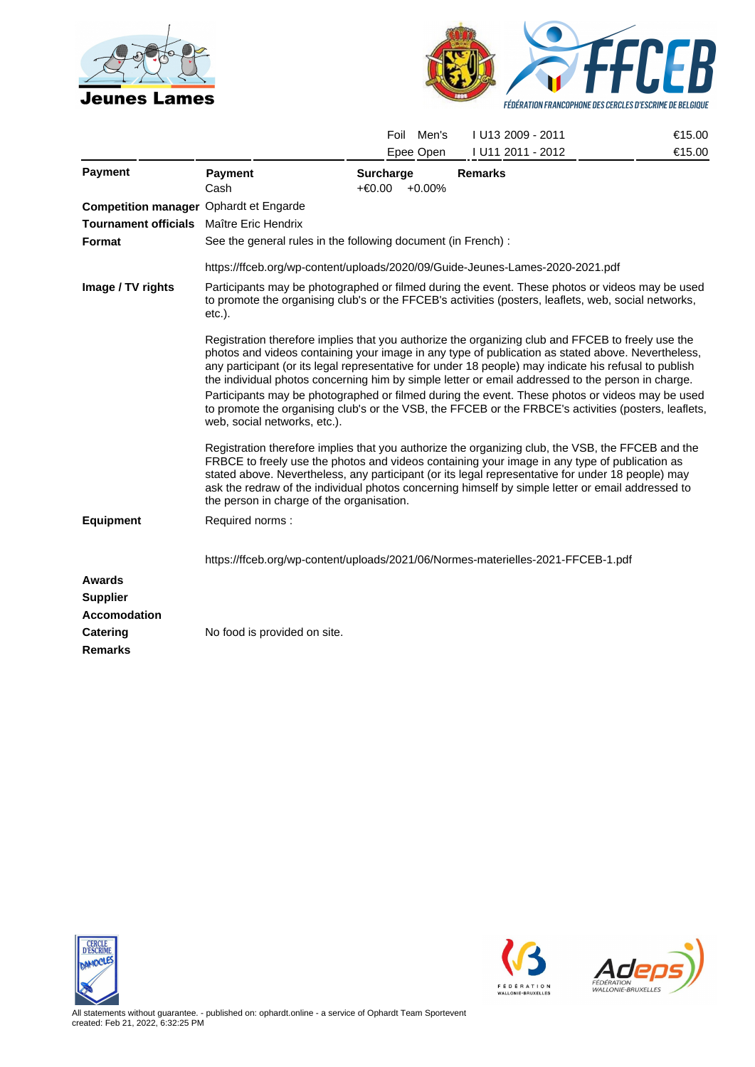| | | | |
|---|---|---|---|
| Foil | Men's | I U13 2009 - 2011 | €15.00 |
| Epee | Open | I U11 2011 - 2012 | €15.00 |

| **Payment** | **Payment** | **Surcharge** | **Remarks** |
|---|---|---|---|
| | Cash | +€0.00 +0.00% | |

**Competition manager** Ophardt et Engarde

**Tournament officials** Maître Eric Hendrix

**Format** See the general rules in the following document (in French) :

https://ffceb.org/wp-content/uploads/2020/09/Guide-Jeunes-Lames-2020-2021.pdf

**Image / TV rights** Participants may be photographed or filmed during the event. These photos or videos may be used to promote the organising club's or the FFCEB's activities (posters, leaflets, web, social networks, etc.).

Registration therefore implies that you authorize the organizing club and FFCEB to freely use the photos and videos containing your image in any type of publication as stated above. Nevertheless, any participant (or its legal representative for under 18 people) may indicate his refusal to publish the individual photos concerning him by simple letter or email addressed to the person in charge.

Participants may be photographed or filmed during the event. These photos or videos may be used to promote the organising club's or the VSB, the FFCEB or the FRBCE's activities (posters, leaflets, web, social networks, etc.).

Registration therefore implies that you authorize the organizing club, the VSB, the FFCEB and the FRBCE to freely use the photos and videos containing your image in any type of publication as stated above. Nevertheless, any participant (or its legal representative for under 18 people) may ask the redraw of the individual photos concerning himself by simple letter or email addressed to the person in charge of the organisation.

**Equipment** Required norms :

https://ffceb.org/wp-content/uploads/2021/06/Normes-materielles-2021-FFCEB-1.pdf

**Awards**

**Supplier**

**Accomodation**

**Catering** No food is provided on site.

**Remarks**

All statements without guarantee. - published on: ophardt.online - a service of Ophardt Team Sportevent
created: Feb 21, 2022, 6:32:25 PM